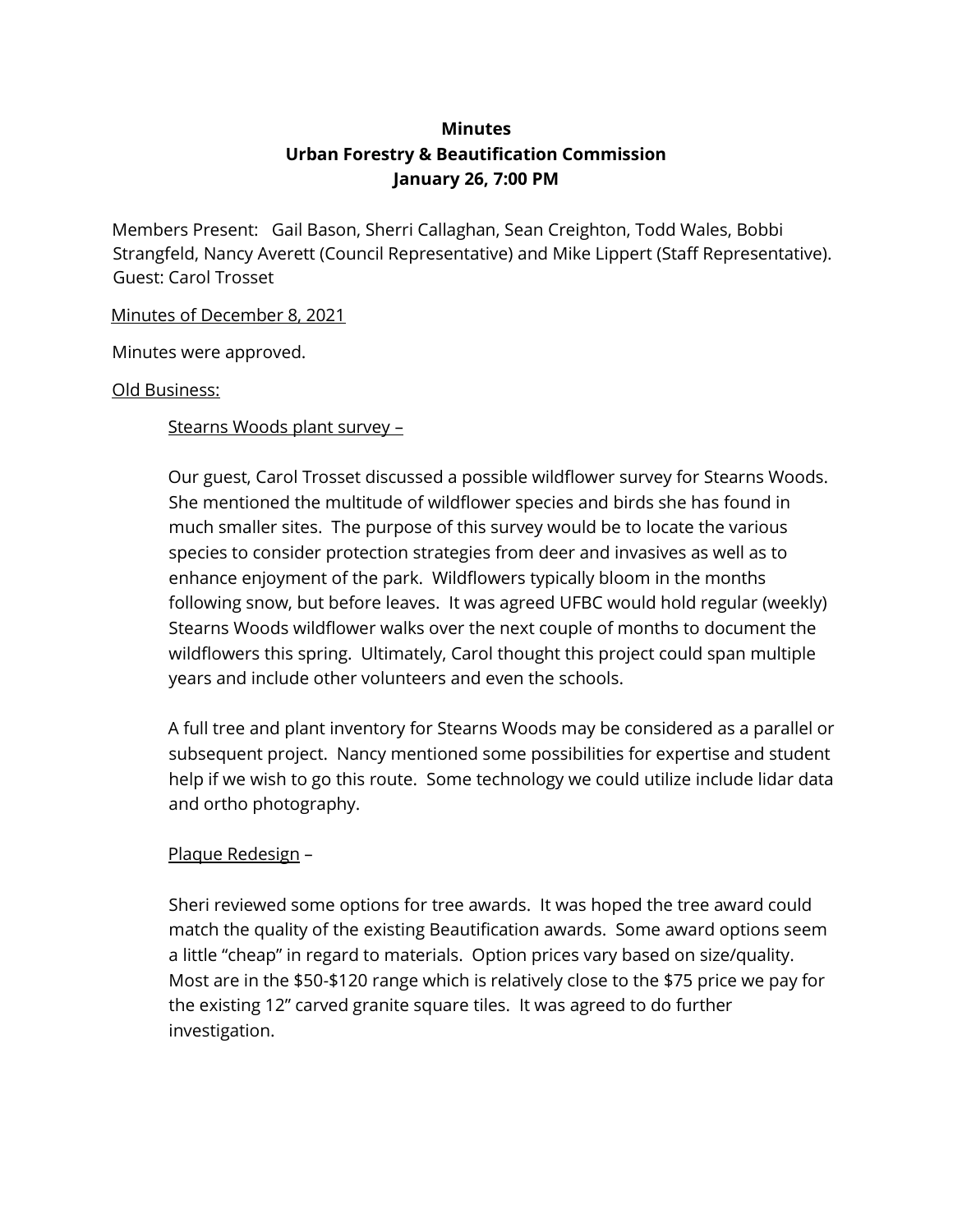**Minutes**
**Urban Forestry & Beautification Commission**
**January 26, 7:00 PM**

Members Present: Gail Bason, Sherri Callaghan, Sean Creighton, Todd Wales, Bobbi Strangfeld, Nancy Averett (Council Representative) and Mike Lippert (Staff Representative). Guest: Carol Trosset

Minutes of December 8, 2021

Minutes were approved.

Old Business:

Stearns Woods plant survey –

Our guest, Carol Trosset discussed a possible wildflower survey for Stearns Woods. She mentioned the multitude of wildflower species and birds she has found in much smaller sites. The purpose of this survey would be to locate the various species to consider protection strategies from deer and invasives as well as to enhance enjoyment of the park. Wildflowers typically bloom in the months following snow, but before leaves. It was agreed UFBC would hold regular (weekly) Stearns Woods wildflower walks over the next couple of months to document the wildflowers this spring. Ultimately, Carol thought this project could span multiple years and include other volunteers and even the schools.

A full tree and plant inventory for Stearns Woods may be considered as a parallel or subsequent project. Nancy mentioned some possibilities for expertise and student help if we wish to go this route. Some technology we could utilize include lidar data and ortho photography.

Plaque Redesign –

Sheri reviewed some options for tree awards. It was hoped the tree award could match the quality of the existing Beautification awards. Some award options seem a little "cheap" in regard to materials. Option prices vary based on size/quality. Most are in the $50-$120 range which is relatively close to the $75 price we pay for the existing 12" carved granite square tiles. It was agreed to do further investigation.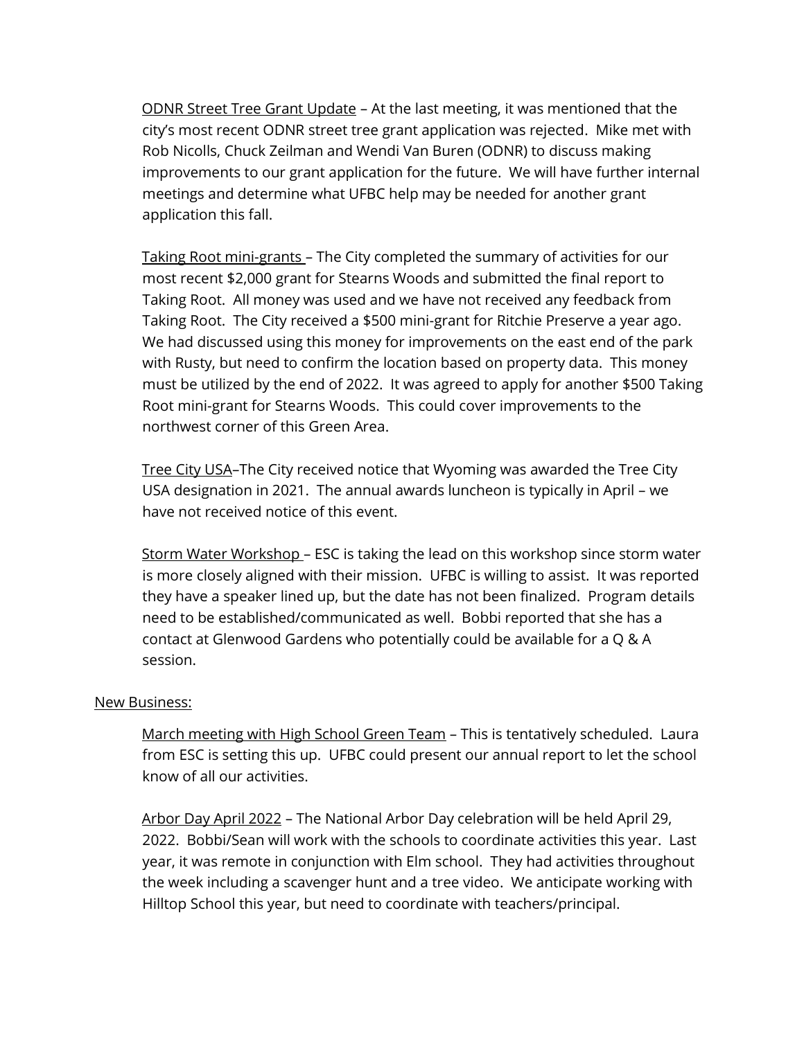ODNR Street Tree Grant Update – At the last meeting, it was mentioned that the city's most recent ODNR street tree grant application was rejected. Mike met with Rob Nicolls, Chuck Zeilman and Wendi Van Buren (ODNR) to discuss making improvements to our grant application for the future. We will have further internal meetings and determine what UFBC help may be needed for another grant application this fall.

Taking Root mini-grants – The City completed the summary of activities for our most recent $2,000 grant for Stearns Woods and submitted the final report to Taking Root. All money was used and we have not received any feedback from Taking Root. The City received a $500 mini-grant for Ritchie Preserve a year ago. We had discussed using this money for improvements on the east end of the park with Rusty, but need to confirm the location based on property data. This money must be utilized by the end of 2022. It was agreed to apply for another $500 Taking Root mini-grant for Stearns Woods. This could cover improvements to the northwest corner of this Green Area.

Tree City USA–The City received notice that Wyoming was awarded the Tree City USA designation in 2021. The annual awards luncheon is typically in April – we have not received notice of this event.

Storm Water Workshop – ESC is taking the lead on this workshop since storm water is more closely aligned with their mission. UFBC is willing to assist. It was reported they have a speaker lined up, but the date has not been finalized. Program details need to be established/communicated as well. Bobbi reported that she has a contact at Glenwood Gardens who potentially could be available for a Q & A session.

New Business:

March meeting with High School Green Team – This is tentatively scheduled. Laura from ESC is setting this up. UFBC could present our annual report to let the school know of all our activities.

Arbor Day April 2022 – The National Arbor Day celebration will be held April 29, 2022. Bobbi/Sean will work with the schools to coordinate activities this year. Last year, it was remote in conjunction with Elm school. They had activities throughout the week including a scavenger hunt and a tree video. We anticipate working with Hilltop School this year, but need to coordinate with teachers/principal.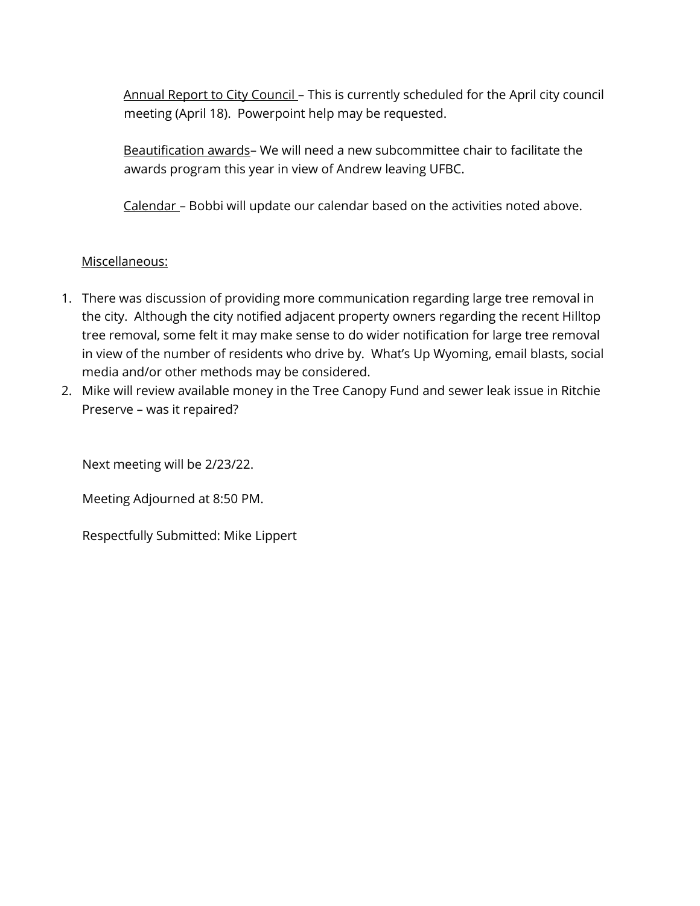Annual Report to City Council – This is currently scheduled for the April city council meeting (April 18). Powerpoint help may be requested.

Beautification awards– We will need a new subcommittee chair to facilitate the awards program this year in view of Andrew leaving UFBC.

Calendar – Bobbi will update our calendar based on the activities noted above.

Miscellaneous:

1. There was discussion of providing more communication regarding large tree removal in the city. Although the city notified adjacent property owners regarding the recent Hilltop tree removal, some felt it may make sense to do wider notification for large tree removal in view of the number of residents who drive by. What's Up Wyoming, email blasts, social media and/or other methods may be considered.
2. Mike will review available money in the Tree Canopy Fund and sewer leak issue in Ritchie Preserve – was it repaired?

Next meeting will be 2/23/22.

Meeting Adjourned at 8:50 PM.

Respectfully Submitted: Mike Lippert